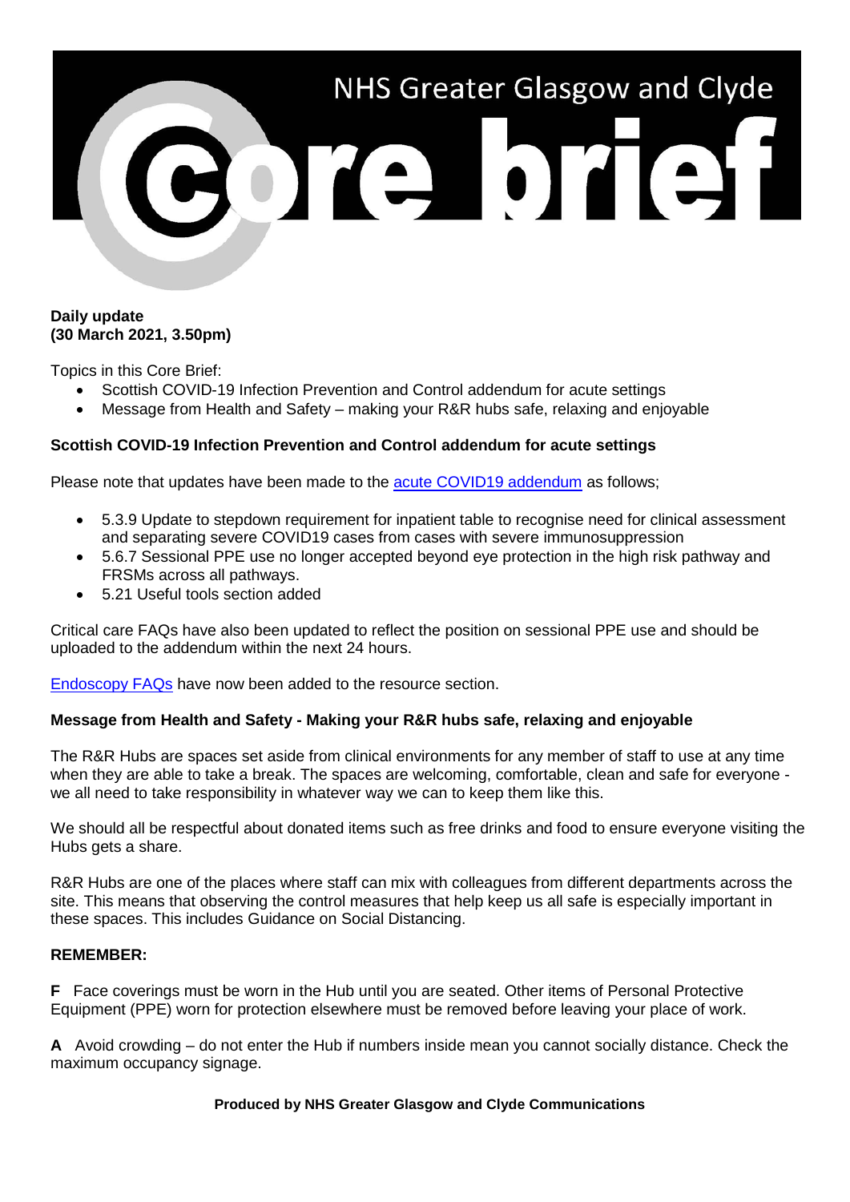# NHS Greater Glasgow and Clyde Core brief

**Daily update**
**(30 March 2021, 3.50pm)**

Topics in this Core Brief:

- Scottish COVID-19 Infection Prevention and Control addendum for acute settings
- Message from Health and Safety – making your R&R hubs safe, relaxing and enjoyable

**Scottish COVID-19 Infection Prevention and Control addendum for acute settings**

Please note that updates have been made to the acute COVID19 addendum as follows;

- 5.3.9 Update to stepdown requirement for inpatient table to recognise need for clinical assessment and separating severe COVID19 cases from cases with severe immunosuppression
- 5.6.7 Sessional PPE use no longer accepted beyond eye protection in the high risk pathway and FRSMs across all pathways.
- 5.21 Useful tools section added

Critical care FAQs have also been updated to reflect the position on sessional PPE use and should be uploaded to the addendum within the next 24 hours.

Endoscopy FAQs have now been added to the resource section.

**Message from Health and Safety - Making your R&R hubs safe, relaxing and enjoyable**

The R&R Hubs are spaces set aside from clinical environments for any member of staff to use at any time when they are able to take a break. The spaces are welcoming, comfortable, clean and safe for everyone - we all need to take responsibility in whatever way we can to keep them like this.

We should all be respectful about donated items such as free drinks and food to ensure everyone visiting the Hubs gets a share.

R&R Hubs are one of the places where staff can mix with colleagues from different departments across the site. This means that observing the control measures that help keep us all safe is especially important in these spaces. This includes Guidance on Social Distancing.

**REMEMBER:**

**F** Face coverings must be worn in the Hub until you are seated. Other items of Personal Protective Equipment (PPE) worn for protection elsewhere must be removed before leaving your place of work.

**A** Avoid crowding – do not enter the Hub if numbers inside mean you cannot socially distance. Check the maximum occupancy signage.

**Produced by NHS Greater Glasgow and Clyde Communications**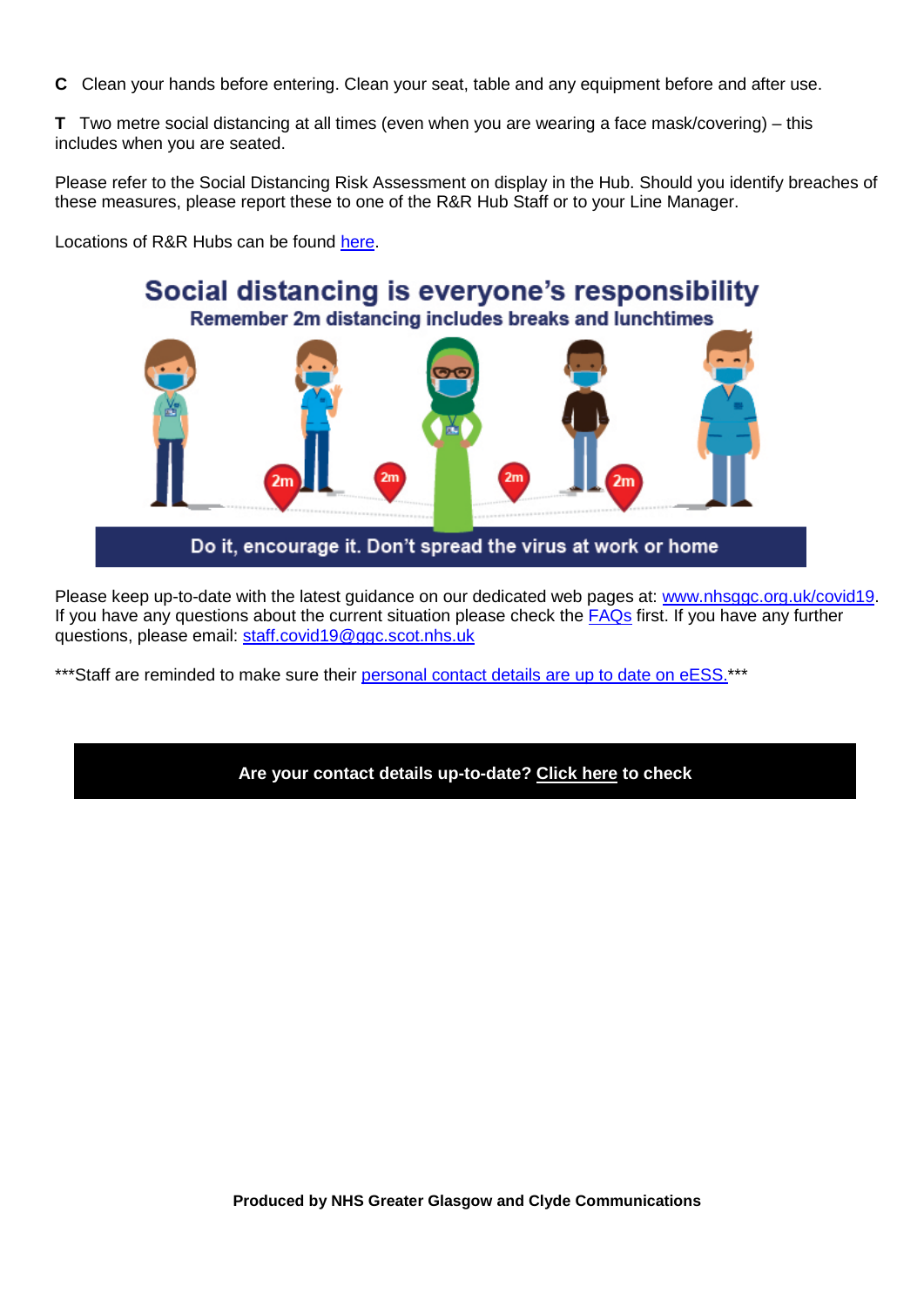**C** Clean your hands before entering. Clean your seat, table and any equipment before and after use.

**T** Two metre social distancing at all times (even when you are wearing a face mask/covering) – this includes when you are seated.

Please refer to the Social Distancing Risk Assessment on display in the Hub. Should you identify breaches of these measures, please report these to one of the R&R Hub Staff or to your Line Manager.

Locations of R&R Hubs can be found here.

**Social distancing is everyone's responsibility**

**Remember 2m distancing includes breaks and lunchtimes**

2m

2m

2m

2m

**Do it, encourage it. Don't spread the virus at work or home**

Please keep up-to-date with the latest guidance on our dedicated web pages at: www.nhsggc.org.uk/covid19. If you have any questions about the current situation please check the FAQs first. If you have any further questions, please email: staff.covid19@ggc.scot.nhs.uk

***Staff are reminded to make sure their personal contact details are up to date on eESS.***

**Are your contact details up-to-date? Click here to check**

**Produced by NHS Greater Glasgow and Clyde Communications**